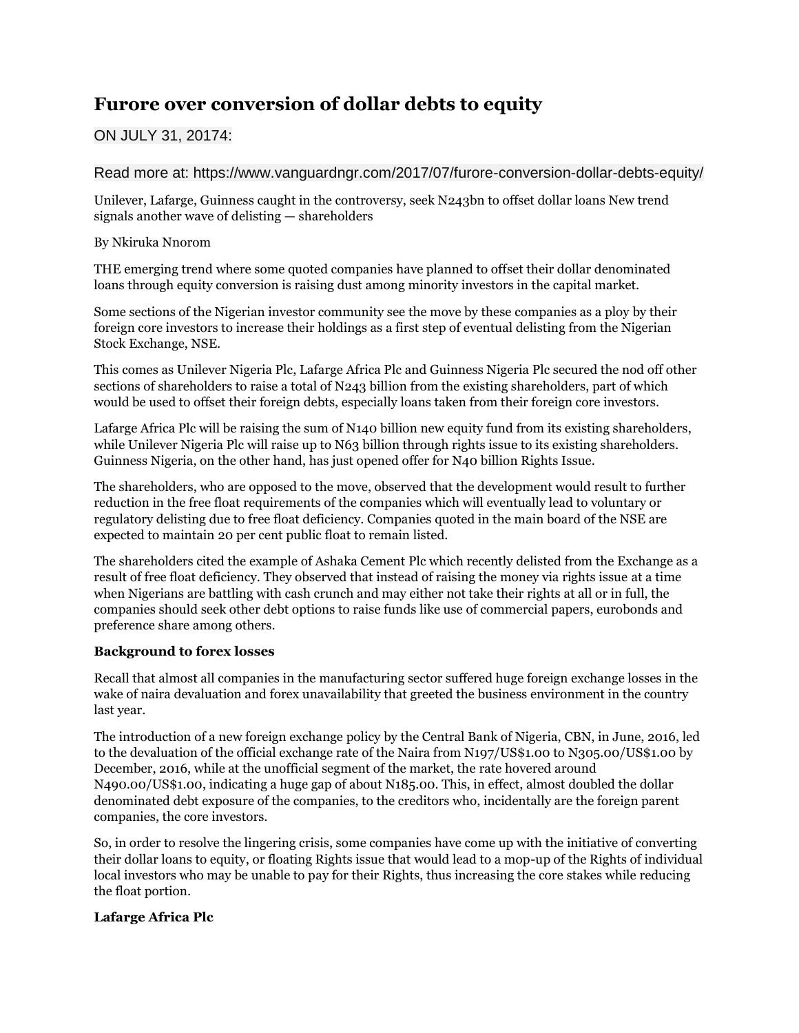# Furore over conversion of dollar debts to equity

ON JULY 31, 20174:

Read more at: https://www.vanguardngr.com/2017/07/furore-conversion-dollar-debts-equity/

Unilever, Lafarge, Guinness caught in the controversy, seek N243bn to offset dollar loans New trend signals another wave of delisting — shareholders

By Nkiruka Nnorom

THE emerging trend where some quoted companies have planned to offset their dollar denominated loans through equity conversion is raising dust among minority investors in the capital market.

Some sections of the Nigerian investor community see the move by these companies as a ploy by their foreign core investors to increase their holdings as a first step of eventual delisting from the Nigerian Stock Exchange, NSE.

This comes as Unilever Nigeria Plc, Lafarge Africa Plc and Guinness Nigeria Plc secured the nod off other sections of shareholders to raise a total of N243 billion from the existing shareholders, part of which would be used to offset their foreign debts, especially loans taken from their foreign core investors.

Lafarge Africa Plc will be raising the sum of N140 billion new equity fund from its existing shareholders, while Unilever Nigeria Plc will raise up to N63 billion through rights issue to its existing shareholders. Guinness Nigeria, on the other hand, has just opened offer for N40 billion Rights Issue.

The shareholders, who are opposed to the move, observed that the development would result to further reduction in the free float requirements of the companies which will eventually lead to voluntary or regulatory delisting due to free float deficiency. Companies quoted in the main board of the NSE are expected to maintain 20 per cent public float to remain listed.

The shareholders cited the example of Ashaka Cement Plc which recently delisted from the Exchange as a result of free float deficiency. They observed that instead of raising the money via rights issue at a time when Nigerians are battling with cash crunch and may either not take their rights at all or in full, the companies should seek other debt options to raise funds like use of commercial papers, eurobonds and preference share among others.

**Background to forex losses**

Recall that almost all companies in the manufacturing sector suffered huge foreign exchange losses in the wake of naira devaluation and forex unavailability that greeted the business environment in the country last year.

The introduction of a new foreign exchange policy by the Central Bank of Nigeria, CBN, in June, 2016, led to the devaluation of the official exchange rate of the Naira from N197/US$1.00 to N305.00/US$1.00 by December, 2016, while at the unofficial segment of the market, the rate hovered around N490.00/US$1.00, indicating a huge gap of about N185.00. This, in effect, almost doubled the dollar denominated debt exposure of the companies, to the creditors who, incidentally are the foreign parent companies, the core investors.

So, in order to resolve the lingering crisis, some companies have come up with the initiative of converting their dollar loans to equity, or floating Rights issue that would lead to a mop-up of the Rights of individual local investors who may be unable to pay for their Rights, thus increasing the core stakes while reducing the float portion.

**Lafarge Africa Plc**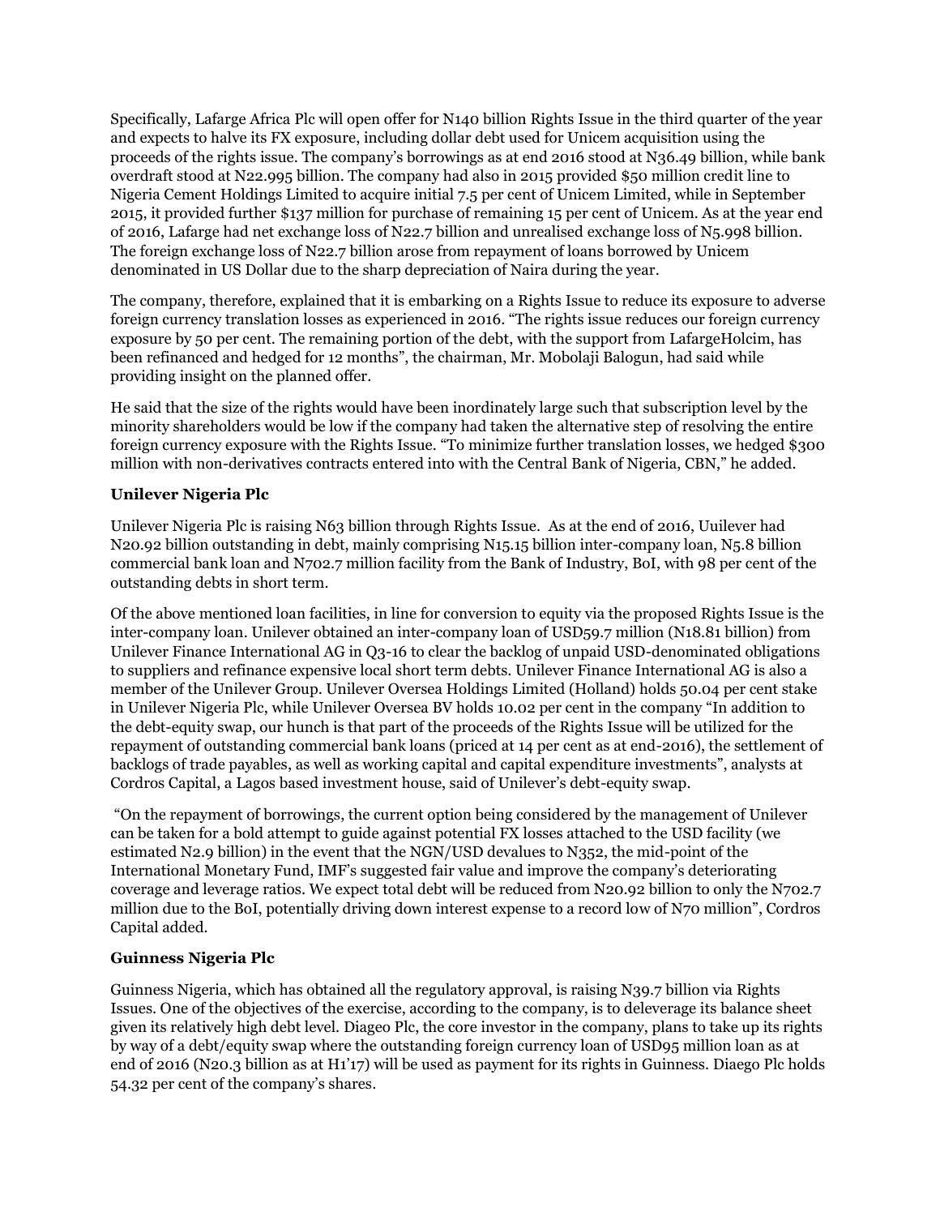Specifically, Lafarge Africa Plc will open offer for N140 billion Rights Issue in the third quarter of the year and expects to halve its FX exposure, including dollar debt used for Unicem acquisition using the proceeds of the rights issue. The company's borrowings as at end 2016 stood at N36.49 billion, while bank overdraft stood at N22.995 billion. The company had also in 2015 provided $50 million credit line to Nigeria Cement Holdings Limited to acquire initial 7.5 per cent of Unicem Limited, while in September 2015, it provided further $137 million for purchase of remaining 15 per cent of Unicem. As at the year end of 2016, Lafarge had net exchange loss of N22.7 billion and unrealised exchange loss of N5.998 billion. The foreign exchange loss of N22.7 billion arose from repayment of loans borrowed by Unicem denominated in US Dollar due to the sharp depreciation of Naira during the year.

The company, therefore, explained that it is embarking on a Rights Issue to reduce its exposure to adverse foreign currency translation losses as experienced in 2016. "The rights issue reduces our foreign currency exposure by 50 per cent. The remaining portion of the debt, with the support from LafargeHolcim, has been refinanced and hedged for 12 months", the chairman, Mr. Mobolaji Balogun, had said while providing insight on the planned offer.

He said that the size of the rights would have been inordinately large such that subscription level by the minority shareholders would be low if the company had taken the alternative step of resolving the entire foreign currency exposure with the Rights Issue. "To minimize further translation losses, we hedged $300 million with non-derivatives contracts entered into with the Central Bank of Nigeria, CBN," he added.

**Unilever Nigeria Plc**

Unilever Nigeria Plc is raising N63 billion through Rights Issue. As at the end of 2016, Uuilever had N20.92 billion outstanding in debt, mainly comprising N15.15 billion inter-company loan, N5.8 billion commercial bank loan and N702.7 million facility from the Bank of Industry, BoI, with 98 per cent of the outstanding debts in short term.

Of the above mentioned loan facilities, in line for conversion to equity via the proposed Rights Issue is the inter-company loan. Unilever obtained an inter-company loan of USD59.7 million (N18.81 billion) from Unilever Finance International AG in Q3-16 to clear the backlog of unpaid USD-denominated obligations to suppliers and refinance expensive local short term debts. Unilever Finance International AG is also a member of the Unilever Group. Unilever Oversea Holdings Limited (Holland) holds 50.04 per cent stake in Unilever Nigeria Plc, while Unilever Oversea BV holds 10.02 per cent in the company "In addition to the debt-equity swap, our hunch is that part of the proceeds of the Rights Issue will be utilized for the repayment of outstanding commercial bank loans (priced at 14 per cent as at end-2016), the settlement of backlogs of trade payables, as well as working capital and capital expenditure investments", analysts at Cordros Capital, a Lagos based investment house, said of Unilever's debt-equity swap.

"On the repayment of borrowings, the current option being considered by the management of Unilever can be taken for a bold attempt to guide against potential FX losses attached to the USD facility (we estimated N2.9 billion) in the event that the NGN/USD devalues to N352, the mid-point of the International Monetary Fund, IMF's suggested fair value and improve the company's deteriorating coverage and leverage ratios. We expect total debt will be reduced from N20.92 billion to only the N702.7 million due to the BoI, potentially driving down interest expense to a record low of N70 million", Cordros Capital added.

**Guinness Nigeria Plc**

Guinness Nigeria, which has obtained all the regulatory approval, is raising N39.7 billion via Rights Issues. One of the objectives of the exercise, according to the company, is to deleverage its balance sheet given its relatively high debt level. Diageo Plc, the core investor in the company, plans to take up its rights by way of a debt/equity swap where the outstanding foreign currency loan of USD95 million loan as at end of 2016 (N20.3 billion as at H1'17) will be used as payment for its rights in Guinness. Diageo Plc holds 54.32 per cent of the company's shares.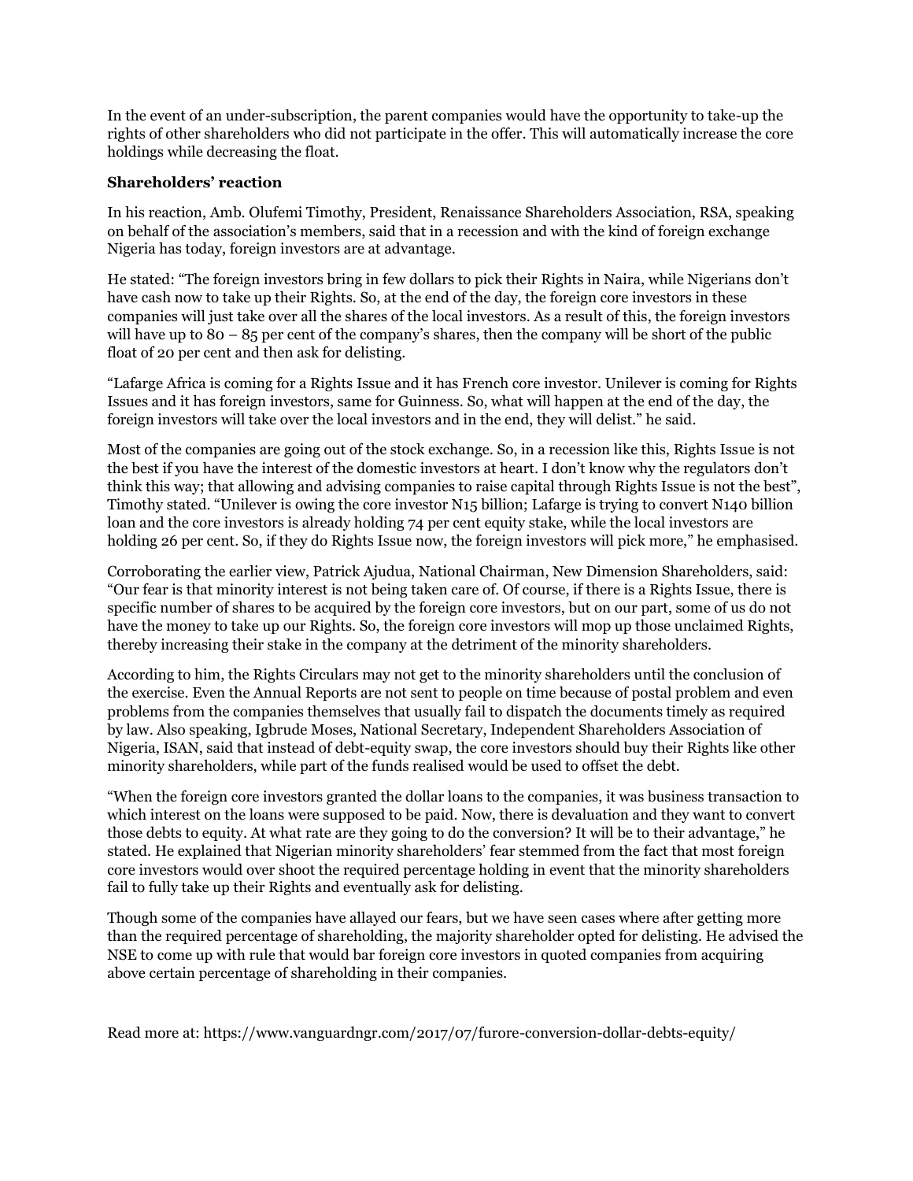In the event of an under-subscription, the parent companies would have the opportunity to take-up the rights of other shareholders who did not participate in the offer. This will automatically increase the core holdings while decreasing the float.

**Shareholders' reaction**

In his reaction, Amb. Olufemi Timothy, President, Renaissance Shareholders Association, RSA, speaking on behalf of the association's members, said that in a recession and with the kind of foreign exchange Nigeria has today, foreign investors are at advantage.

He stated: "The foreign investors bring in few dollars to pick their Rights in Naira, while Nigerians don't have cash now to take up their Rights. So, at the end of the day, the foreign core investors in these companies will just take over all the shares of the local investors. As a result of this, the foreign investors will have up to 80 – 85 per cent of the company's shares, then the company will be short of the public float of 20 per cent and then ask for delisting.

"Lafarge Africa is coming for a Rights Issue and it has French core investor. Unilever is coming for Rights Issues and it has foreign investors, same for Guinness. So, what will happen at the end of the day, the foreign investors will take over the local investors and in the end, they will delist." he said.

Most of the companies are going out of the stock exchange. So, in a recession like this, Rights Issue is not the best if you have the interest of the domestic investors at heart. I don't know why the regulators don't think this way; that allowing and advising companies to raise capital through Rights Issue is not the best", Timothy stated. "Unilever is owing the core investor N15 billion; Lafarge is trying to convert N140 billion loan and the core investors is already holding 74 per cent equity stake, while the local investors are holding 26 per cent. So, if they do Rights Issue now, the foreign investors will pick more," he emphasised.

Corroborating the earlier view, Patrick Ajudua, National Chairman, New Dimension Shareholders, said: "Our fear is that minority interest is not being taken care of. Of course, if there is a Rights Issue, there is specific number of shares to be acquired by the foreign core investors, but on our part, some of us do not have the money to take up our Rights. So, the foreign core investors will mop up those unclaimed Rights, thereby increasing their stake in the company at the detriment of the minority shareholders.

According to him, the Rights Circulars may not get to the minority shareholders until the conclusion of the exercise. Even the Annual Reports are not sent to people on time because of postal problem and even problems from the companies themselves that usually fail to dispatch the documents timely as required by law. Also speaking, Igbrude Moses, National Secretary, Independent Shareholders Association of Nigeria, ISAN, said that instead of debt-equity swap, the core investors should buy their Rights like other minority shareholders, while part of the funds realised would be used to offset the debt.

"When the foreign core investors granted the dollar loans to the companies, it was business transaction to which interest on the loans were supposed to be paid. Now, there is devaluation and they want to convert those debts to equity. At what rate are they going to do the conversion? It will be to their advantage," he stated. He explained that Nigerian minority shareholders' fear stemmed from the fact that most foreign core investors would over shoot the required percentage holding in event that the minority shareholders fail to fully take up their Rights and eventually ask for delisting.

Though some of the companies have allayed our fears, but we have seen cases where after getting more than the required percentage of shareholding, the majority shareholder opted for delisting. He advised the NSE to come up with rule that would bar foreign core investors in quoted companies from acquiring above certain percentage of shareholding in their companies.

Read more at: https://www.vanguardngr.com/2017/07/furore-conversion-dollar-debts-equity/